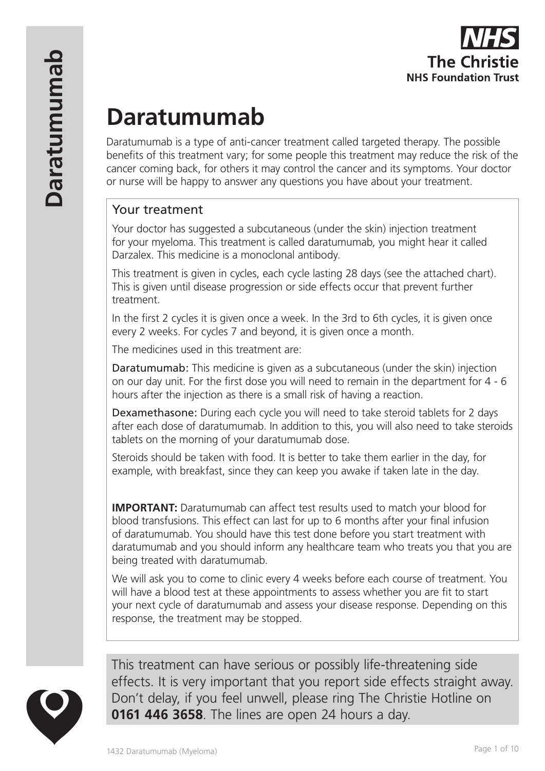**NHS**
**The Christie**
**NHS Foundation Trust**

# Daratumumab

Daratumumab is a type of anti-cancer treatment called targeted therapy. The possible benefits of this treatment vary; for some people this treatment may reduce the risk of the cancer coming back, for others it may control the cancer and its symptoms. Your doctor or nurse will be happy to answer any questions you have about your treatment.

## Your treatment

Your doctor has suggested a subcutaneous (under the skin) injection treatment for your myeloma. This treatment is called daratumumab, you might hear it called Darzalex. This medicine is a monoclonal antibody.

This treatment is given in cycles, each cycle lasting 28 days (see the attached chart). This is given until disease progression or side effects occur that prevent further treatment.

In the first 2 cycles it is given once a week. In the 3rd to 6th cycles, it is given once every 2 weeks. For cycles 7 and beyond, it is given once a month.

The medicines used in this treatment are:

Daratumumab: This medicine is given as a subcutaneous (under the skin) injection on our day unit. For the first dose you will need to remain in the department for 4 - 6 hours after the injection as there is a small risk of having a reaction.

Dexamethasone: During each cycle you will need to take steroid tablets for 2 days after each dose of daratumumab. In addition to this, you will also need to take steroids tablets on the morning of your daratumumab dose.

Steroids should be taken with food. It is better to take them earlier in the day, for example, with breakfast, since they can keep you awake if taken late in the day.

**IMPORTANT:** Daratumumab can affect test results used to match your blood for blood transfusions. This effect can last for up to 6 months after your final infusion of daratumumab. You should have this test done before you start treatment with daratumumab and you should inform any healthcare team who treats you that you are being treated with daratumumab.

We will ask you to come to clinic every 4 weeks before each course of treatment. You will have a blood test at these appointments to assess whether you are fit to start your next cycle of daratumumab and assess your disease response. Depending on this response, the treatment may be stopped.

This treatment can have serious or possibly life-threatening side effects. It is very important that you report side effects straight away. Don't delay, if you feel unwell, please ring The Christie Hotline on **0161 446 3658**. The lines are open 24 hours a day.

1432 Daratumumab (Myeloma)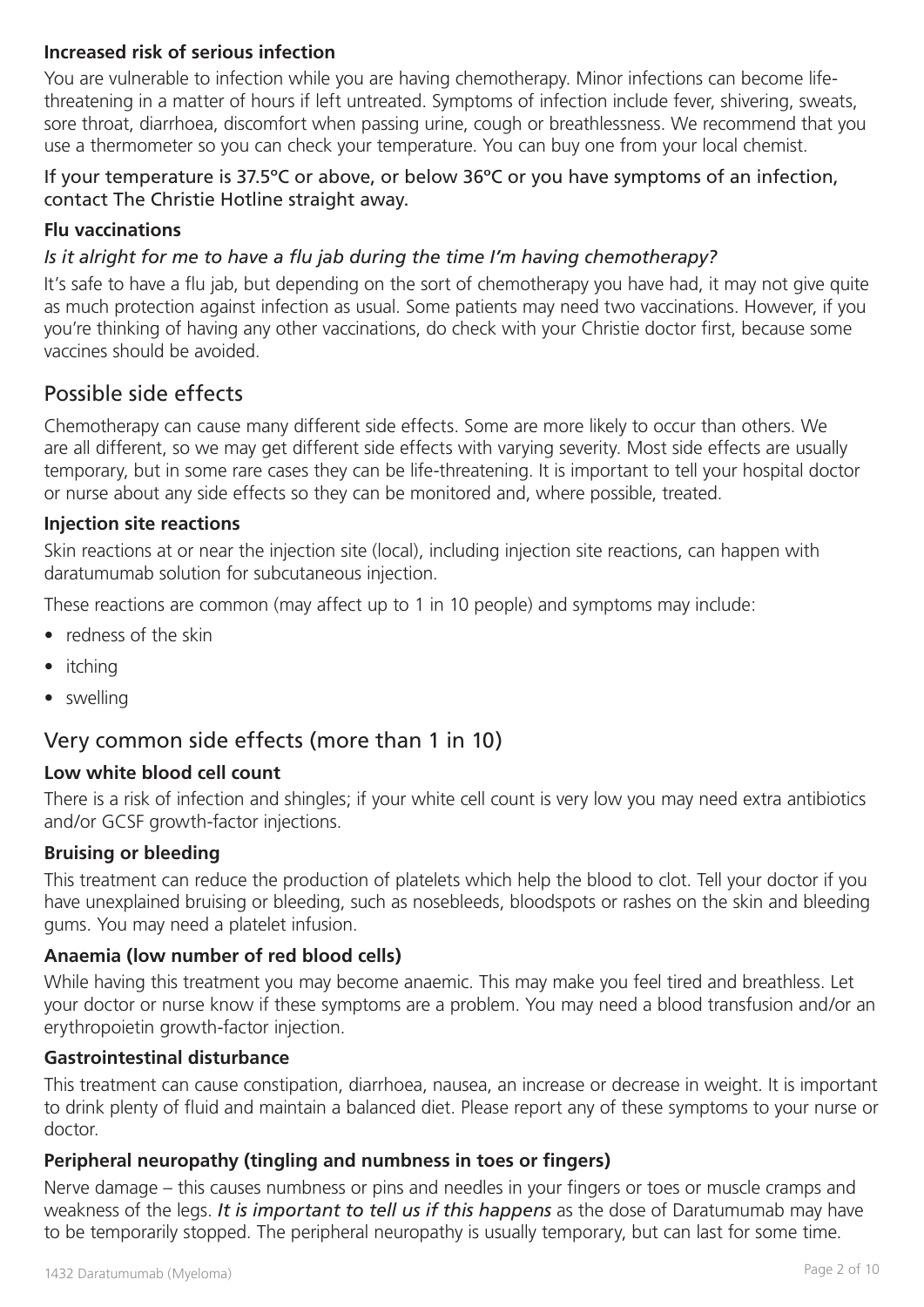**Increased risk of serious infection**

You are vulnerable to infection while you are having chemotherapy. Minor infections can become life-threatening in a matter of hours if left untreated. Symptoms of infection include fever, shivering, sweats, sore throat, diarrhoea, discomfort when passing urine, cough or breathlessness. We recommend that you use a thermometer so you can check your temperature. You can buy one from your local chemist.

If your temperature is 37.5ºC or above, or below 36ºC or you have symptoms of an infection, contact The Christie Hotline straight away.

**Flu vaccinations**

*Is it alright for me to have a flu jab during the time I'm having chemotherapy?*

It's safe to have a flu jab, but depending on the sort of chemotherapy you have had, it may not give quite as much protection against infection as usual. Some patients may need two vaccinations. However, if you you're thinking of having any other vaccinations, do check with your Christie doctor first, because some vaccines should be avoided.

## Possible side effects

Chemotherapy can cause many different side effects. Some are more likely to occur than others. We are all different, so we may get different side effects with varying severity. Most side effects are usually temporary, but in some rare cases they can be life-threatening. It is important to tell your hospital doctor or nurse about any side effects so they can be monitored and, where possible, treated.

**Injection site reactions**

Skin reactions at or near the injection site (local), including injection site reactions, can happen with daratumumab solution for subcutaneous injection.

These reactions are common (may affect up to 1 in 10 people) and symptoms may include:

- redness of the skin
- itching
- swelling

## Very common side effects (more than 1 in 10)

**Low white blood cell count**

There is a risk of infection and shingles; if your white cell count is very low you may need extra antibiotics and/or GCSF growth-factor injections.

**Bruising or bleeding**

This treatment can reduce the production of platelets which help the blood to clot. Tell your doctor if you have unexplained bruising or bleeding, such as nosebleeds, bloodspots or rashes on the skin and bleeding gums. You may need a platelet infusion.

**Anaemia (low number of red blood cells)**

While having this treatment you may become anaemic. This may make you feel tired and breathless. Let your doctor or nurse know if these symptoms are a problem. You may need a blood transfusion and/or an erythropoietin growth-factor injection.

**Gastrointestinal disturbance**

This treatment can cause constipation, diarrhoea, nausea, an increase or decrease in weight. It is important to drink plenty of fluid and maintain a balanced diet. Please report any of these symptoms to your nurse or doctor.

**Peripheral neuropathy (tingling and numbness in toes or fingers)**

Nerve damage – this causes numbness or pins and needles in your fingers or toes or muscle cramps and weakness of the legs. *It is important to tell us if this happens* as the dose of Daratumumab may have to be temporarily stopped. The peripheral neuropathy is usually temporary, but can last for some time.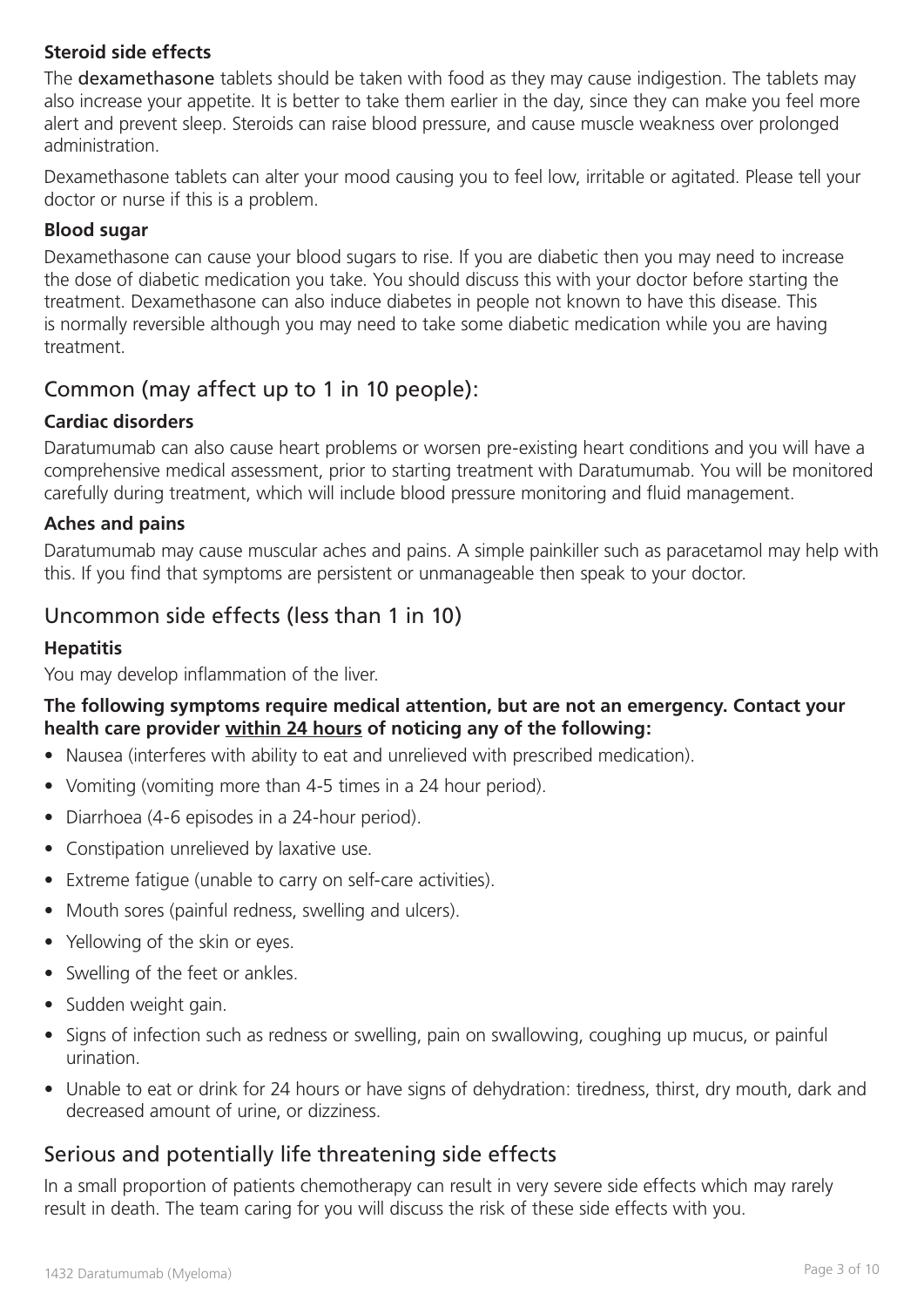### Steroid side effects

The dexamethasone tablets should be taken with food as they may cause indigestion. The tablets may also increase your appetite. It is better to take them earlier in the day, since they can make you feel more alert and prevent sleep. Steroids can raise blood pressure, and cause muscle weakness over prolonged administration.

Dexamethasone tablets can alter your mood causing you to feel low, irritable or agitated. Please tell your doctor or nurse if this is a problem.

### Blood sugar

Dexamethasone can cause your blood sugars to rise. If you are diabetic then you may need to increase the dose of diabetic medication you take. You should discuss this with your doctor before starting the treatment. Dexamethasone can also induce diabetes in people not known to have this disease. This is normally reversible although you may need to take some diabetic medication while you are having treatment.

## Common (may affect up to 1 in 10 people):

### Cardiac disorders

Daratumumab can also cause heart problems or worsen pre-existing heart conditions and you will have a comprehensive medical assessment, prior to starting treatment with Daratumumab. You will be monitored carefully during treatment, which will include blood pressure monitoring and fluid management.

### Aches and pains

Daratumumab may cause muscular aches and pains. A simple painkiller such as paracetamol may help with this. If you find that symptoms are persistent or unmanageable then speak to your doctor.

## Uncommon side effects (less than 1 in 10)

### Hepatitis

You may develop inflammation of the liver.

**The following symptoms require medical attention, but are not an emergency. Contact your health care provider <u>within 24 hours</u> of noticing any of the following:**

- Nausea (interferes with ability to eat and unrelieved with prescribed medication).
- Vomiting (vomiting more than 4-5 times in a 24 hour period).
- Diarrhoea (4-6 episodes in a 24-hour period).
- Constipation unrelieved by laxative use.
- Extreme fatigue (unable to carry on self-care activities).
- Mouth sores (painful redness, swelling and ulcers).
- Yellowing of the skin or eyes.
- Swelling of the feet or ankles.
- Sudden weight gain.
- Signs of infection such as redness or swelling, pain on swallowing, coughing up mucus, or painful urination.
- Unable to eat or drink for 24 hours or have signs of dehydration: tiredness, thirst, dry mouth, dark and decreased amount of urine, or dizziness.

## Serious and potentially life threatening side effects

In a small proportion of patients chemotherapy can result in very severe side effects which may rarely result in death. The team caring for you will discuss the risk of these side effects with you.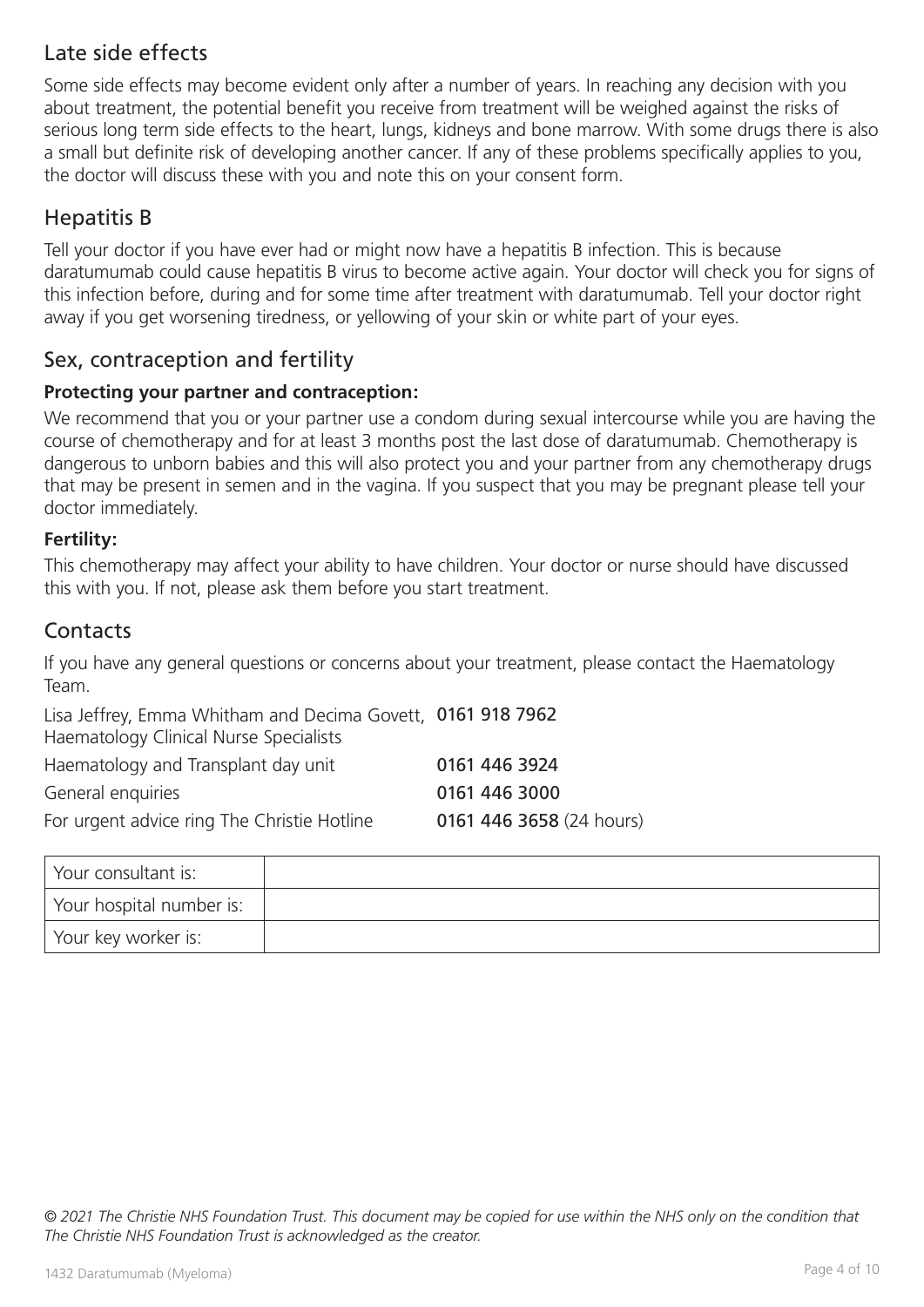## Late side effects

Some side effects may become evident only after a number of years. In reaching any decision with you about treatment, the potential benefit you receive from treatment will be weighed against the risks of serious long term side effects to the heart, lungs, kidneys and bone marrow. With some drugs there is also a small but definite risk of developing another cancer. If any of these problems specifically applies to you, the doctor will discuss these with you and note this on your consent form.

## Hepatitis B

Tell your doctor if you have ever had or might now have a hepatitis B infection. This is because daratumumab could cause hepatitis B virus to become active again. Your doctor will check you for signs of this infection before, during and for some time after treatment with daratumumab. Tell your doctor right away if you get worsening tiredness, or yellowing of your skin or white part of your eyes.

## Sex, contraception and fertility

**Protecting your partner and contraception:**

We recommend that you or your partner use a condom during sexual intercourse while you are having the course of chemotherapy and for at least 3 months post the last dose of daratumumab. Chemotherapy is dangerous to unborn babies and this will also protect you and your partner from any chemotherapy drugs that may be present in semen and in the vagina. If you suspect that you may be pregnant please tell your doctor immediately.

**Fertility:**

This chemotherapy may affect your ability to have children. Your doctor or nurse should have discussed this with you. If not, please ask them before you start treatment.

## Contacts

If you have any general questions or concerns about your treatment, please contact the Haematology Team.

| | |
|---|---|
| Lisa Jeffrey, Emma Whitham and Decima Govett, Haematology Clinical Nurse Specialists | 0161 918 7962 |
| Haematology and Transplant day unit | 0161 446 3924 |
| General enquiries | 0161 446 3000 |
| For urgent advice ring The Christie Hotline | 0161 446 3658 (24 hours) |

| | |
|---|---|
| Your consultant is: | |
| Your hospital number is: | |
| Your key worker is: | |

*© 2021 The Christie NHS Foundation Trust. This document may be copied for use within the NHS only on the condition that The Christie NHS Foundation Trust is acknowledged as the creator.*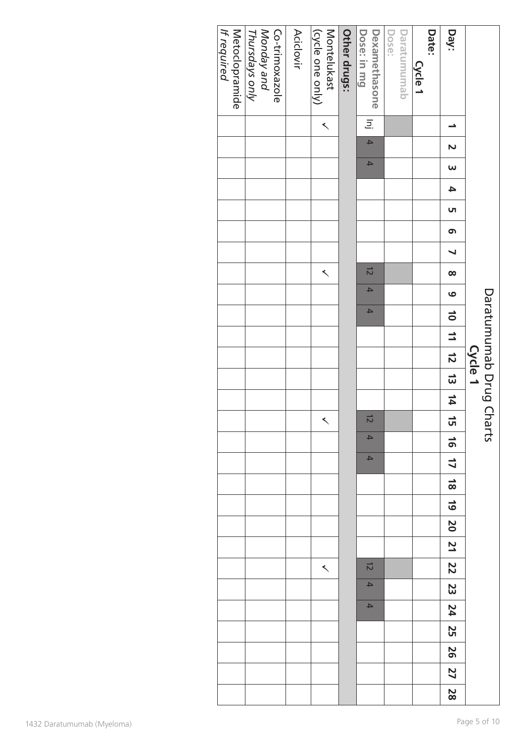# Daratumumab Drug Charts

## Cycle 1

| Day: | 1 | 2 | 3 | 4 | 5 | 6 | 7 | 8 | 9 | 10 | 11 | 12 | 13 | 14 | 15 | 16 | 17 | 18 | 19 | 20 | 21 | 22 | 23 | 24 | 25 | 26 | 27 | 28 |
|---|---|---|---|---|---|---|---|---|---|---|---|---|---|---|---|---|---|---|---|---|---|---|---|---|---|---|---|---|
| **Date:** Cycle 1 | | | | | | | | | | | | | | | | | | | | | | | | | | | | |
| **Daratumumab** Dose: | | | | | | | | | | | | | | | | | | | | | | | | | | | | |
| **Dexamethasone** Dose: in mg | Inj | 4 | 4 | | | | | 12 | 4 | 4 | | | | | 12 | 4 | 4 | | | | | 12 | 4 | 4 | | | | |
| **Other drugs:** | | | | | | | | | | | | | | | | | | | | | | | | | | | | |
| Montelukast (cycle one only) | ✓ | | | | | | | ✓ | | | | | | | ✓ | | | | | | | ✓ | | | | | | |
| Aciclovir | | | | | | | | | | | | | | | | | | | | | | | | | | | | |
| Co-trimoxazole *Monday and Thursdays only* | | | | | | | | | | | | | | | | | | | | | | | | | | | | |
| Metoclopramide *If required* | | | | | | | | | | | | | | | | | | | | | | | | | | | | |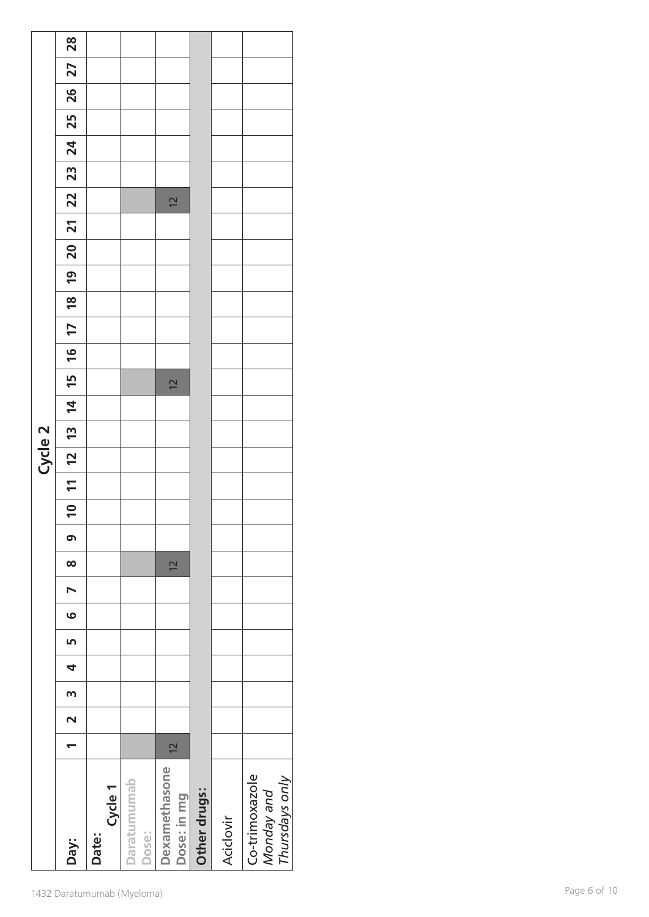| | Cycle 2 | | | | | | | | | | | | | | | | | | | | | | | | | | | |
|---|---|---|---|---|---|---|---|---|---|---|---|---|---|---|---|---|---|---|---|---|---|---|---|---|---|---|---|---|
| **Day:** | **1** | **2** | **3** | **4** | **5** | **6** | **7** | **8** | **9** | **10** | **11** | **12** | **13** | **14** | **15** | **16** | **17** | **18** | **19** | **20** | **21** | **22** | **23** | **24** | **25** | **26** | **27** | **28** |
| **Date: Cycle 1** | | | | | | | | | | | | | | | | | | | | | | | | | | | | |
| Daratumumab Dose: | | | | | | | | | | | | | | | | | | | | | | | | | | | | |
| **Dexamethasone Dose: in mg** | 12 | | | | | | | 12 | | | | | | | 12 | | | | | | | 12 | | | | | | |
| **Other drugs:** | | | | | | | | | | | | | | | | | | | | | | | | | | | | |
| Aciclovir | | | | | | | | | | | | | | | | | | | | | | | | | | | | |
| Co-trimoxazole *Monday and Thursdays only* | | | | | | | | | | | | | | | | | | | | | | | | | | | | |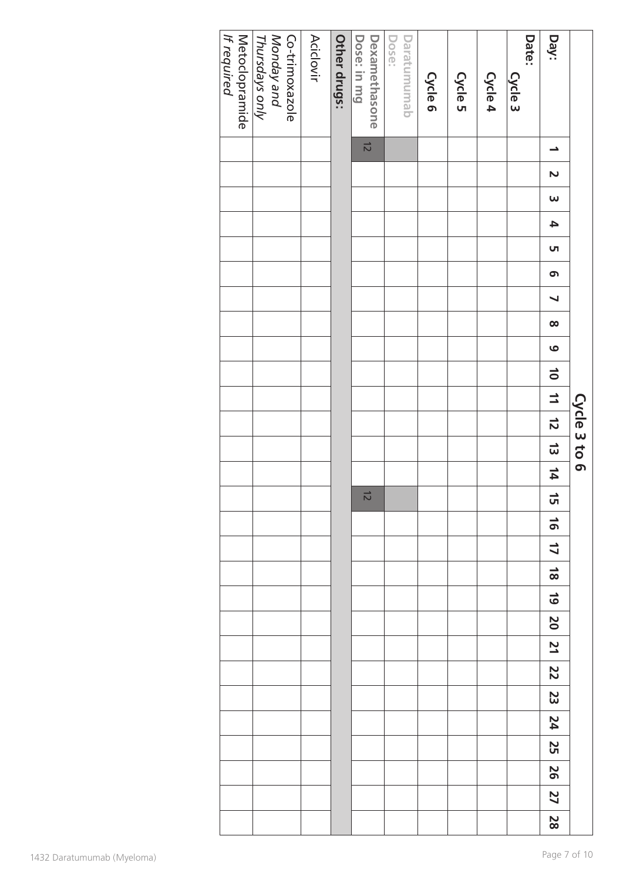## Cycle 3 to 6

| Day: | 1 | 2 | 3 | 4 | 5 | 6 | 7 | 8 | 9 | 10 | 11 | 12 | 13 | 14 | 15 | 16 | 17 | 18 | 19 | 20 | 21 | 22 | 23 | 24 | 25 | 26 | 27 | 28 |
|---|---|---|---|---|---|---|---|---|---|---|---|---|---|---|---|---|---|---|---|---|---|---|---|---|---|---|---|---|
| Date: Cycle 3 | | | | | | | | | | | | | | | | | | | | | | | | | | | | |
| Cycle 4 | | | | | | | | | | | | | | | | | | | | | | | | | | | | |
| Cycle 5 | | | | | | | | | | | | | | | | | | | | | | | | | | | | |
| Cycle 6 | | | | | | | | | | | | | | | | | | | | | | | | | | | | |
| Daratumumab Dose: | | | | | | | | | | | | | | | | | | | | | | | | | | | | |
| Dexamethasone Dose: in mg | 12 | | | | | | | | | | | | | | 12 | | | | | | | | | | | | | |
| **Other drugs:** | | | | | | | | | | | | | | | | | | | | | | | | | | | | |
| Aciclovir | | | | | | | | | | | | | | | | | | | | | | | | | | | | |
| Co-trimoxazole *Monday and Thursdays only* | | | | | | | | | | | | | | | | | | | | | | | | | | | | |
| Metoclopramide *If required* | | | | | | | | | | | | | | | | | | | | | | | | | | | | |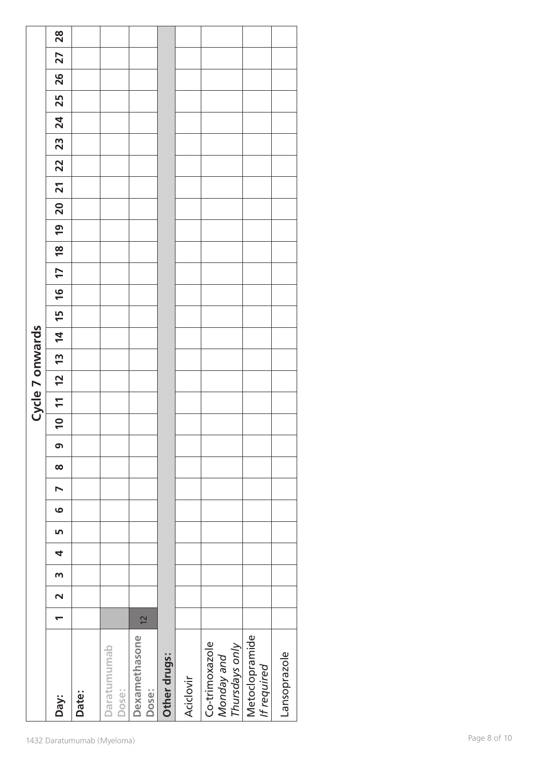| Cycle 7 onwards | | | | | | | | | | | | | | | | | | | | | | | | | | | | |
|---|---|---|---|---|---|---|---|---|---|---|---|---|---|---|---|---|---|---|---|---|---|---|---|---|---|---|---|---|
| **Day:** | **1** | **2** | **3** | **4** | **5** | **6** | **7** | **8** | **9** | **10** | **11** | **12** | **13** | **14** | **15** | **16** | **17** | **18** | **19** | **20** | **21** | **22** | **23** | **24** | **25** | **26** | **27** | **28** |
| **Date:** | | | | | | | | | | | | | | | | | | | | | | | | | | | | |
| **Daratumumab** Dose: | | | | | | | | | | | | | | | | | | | | | | | | | | | | |
| **Dexamethasone** Dose: | 12 | | | | | | | | | | | | | | | | | | | | | | | | | | | |
| **Other drugs:** | | | | | | | | | | | | | | | | | | | | | | | | | | | | |
| Aciclovir | | | | | | | | | | | | | | | | | | | | | | | | | | | | |
| Co-trimoxazole *Monday and Thursdays only* | | | | | | | | | | | | | | | | | | | | | | | | | | | | |
| Metoclopramide *If required* | | | | | | | | | | | | | | | | | | | | | | | | | | | | |
| Lansoprazole | | | | | | | | | | | | | | | | | | | | | | | | | | | | |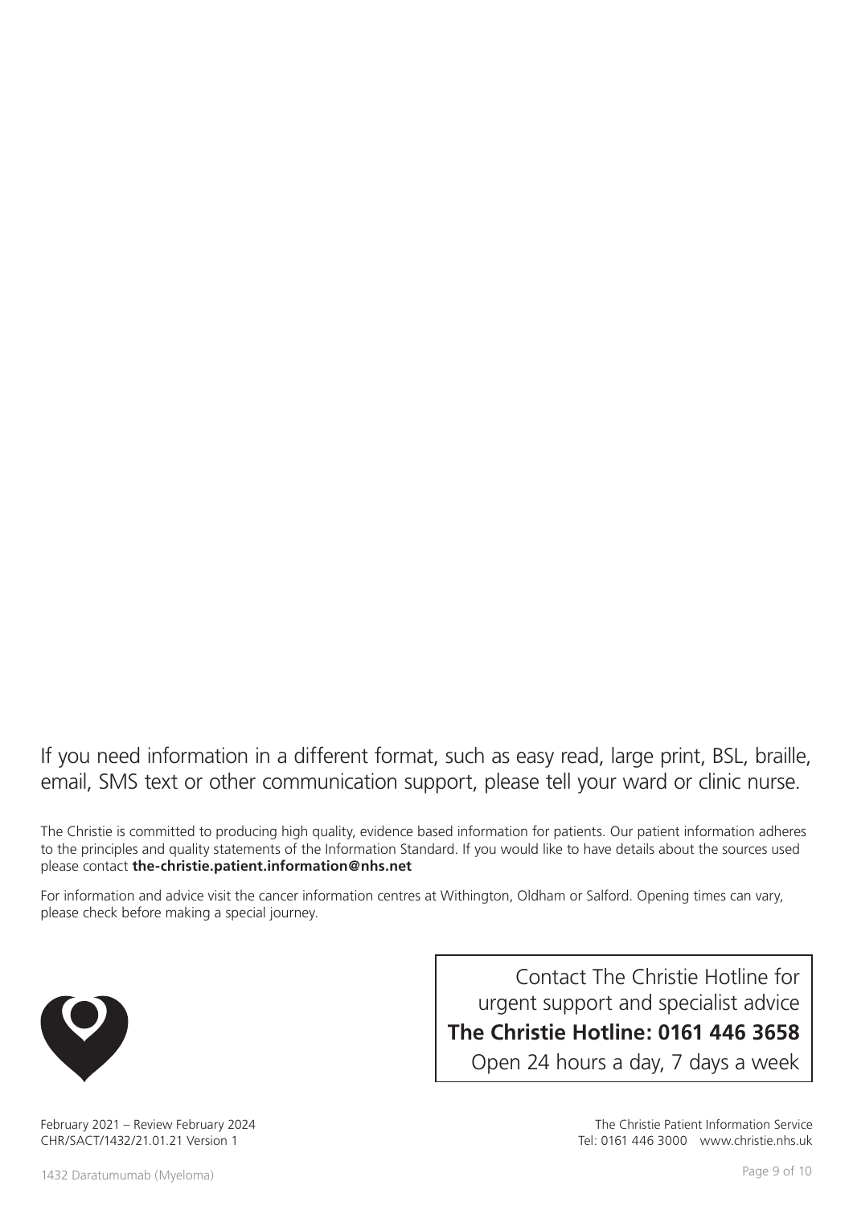If you need information in a different format, such as easy read, large print, BSL, braille, email, SMS text or other communication support, please tell your ward or clinic nurse.

The Christie is committed to producing high quality, evidence based information for patients. Our patient information adheres to the principles and quality statements of the Information Standard. If you would like to have details about the sources used please contact **the-christie.patient.information@nhs.net**

For information and advice visit the cancer information centres at Withington, Oldham or Salford. Opening times can vary, please check before making a special journey.

Contact The Christie Hotline for urgent support and specialist advice

**The Christie Hotline: 0161 446 3658**

Open 24 hours a day, 7 days a week

February 2021 – Review February 2024
CHR/SACT/1432/21.01.21 Version 1

The Christie Patient Information Service
Tel: 0161 446 3000 www.christie.nhs.uk